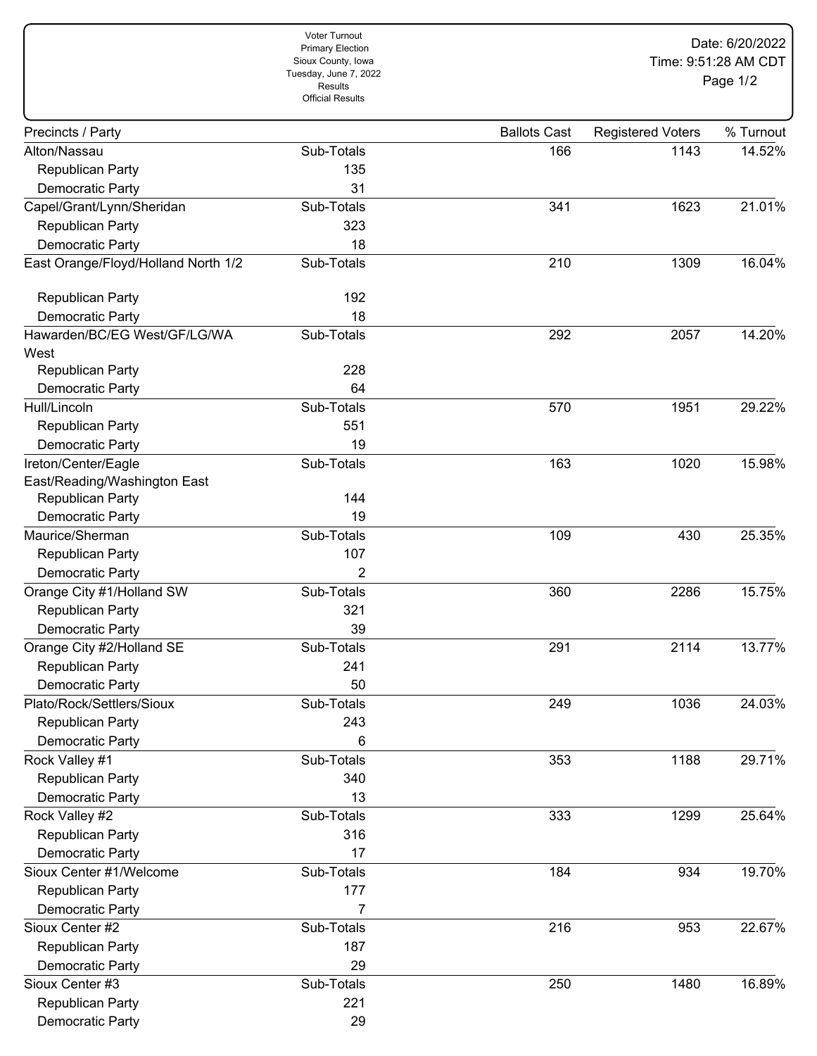Voter Turnout
Primary Election
Sioux County, Iowa
Tuesday, June 7, 2022
Results
Official Results

Date: 6/20/2022
Time: 9:51:28 AM CDT

| Precincts / Party | | Ballots Cast | Registered Voters | % Turnout |
|---|---|---|---|---|
| Alton/Nassau | Sub-Totals | 166 | 1143 | 14.52% |
| Republican Party | 135 | | | |
| Democratic Party | 31 | | | |
| Capel/Grant/Lynn/Sheridan | Sub-Totals | 341 | 1623 | 21.01% |
| Republican Party | 323 | | | |
| Democratic Party | 18 | | | |
| East Orange/Floyd/Holland North 1/2 | Sub-Totals | 210 | 1309 | 16.04% |
| Republican Party | 192 | | | |
| Democratic Party | 18 | | | |
| Hawarden/BC/EG West/GF/LG/WA West | Sub-Totals | 292 | 2057 | 14.20% |
| Republican Party | 228 | | | |
| Democratic Party | 64 | | | |
| Hull/Lincoln | Sub-Totals | 570 | 1951 | 29.22% |
| Republican Party | 551 | | | |
| Democratic Party | 19 | | | |
| Ireton/Center/Eagle East/Reading/Washington East | Sub-Totals | 163 | 1020 | 15.98% |
| Republican Party | 144 | | | |
| Democratic Party | 19 | | | |
| Maurice/Sherman | Sub-Totals | 109 | 430 | 25.35% |
| Republican Party | 107 | | | |
| Democratic Party | 2 | | | |
| Orange City #1/Holland SW | Sub-Totals | 360 | 2286 | 15.75% |
| Republican Party | 321 | | | |
| Democratic Party | 39 | | | |
| Orange City #2/Holland SE | Sub-Totals | 291 | 2114 | 13.77% |
| Republican Party | 241 | | | |
| Democratic Party | 50 | | | |
| Plato/Rock/Settlers/Sioux | Sub-Totals | 249 | 1036 | 24.03% |
| Republican Party | 243 | | | |
| Democratic Party | 6 | | | |
| Rock Valley #1 | Sub-Totals | 353 | 1188 | 29.71% |
| Republican Party | 340 | | | |
| Democratic Party | 13 | | | |
| Rock Valley #2 | Sub-Totals | 333 | 1299 | 25.64% |
| Republican Party | 316 | | | |
| Democratic Party | 17 | | | |
| Sioux Center #1/Welcome | Sub-Totals | 184 | 934 | 19.70% |
| Republican Party | 177 | | | |
| Democratic Party | 7 | | | |
| Sioux Center #2 | Sub-Totals | 216 | 953 | 22.67% |
| Republican Party | 187 | | | |
| Democratic Party | 29 | | | |
| Sioux Center #3 | Sub-Totals | 250 | 1480 | 16.89% |
| Republican Party | 221 | | | |
| Democratic Party | 29 | | | |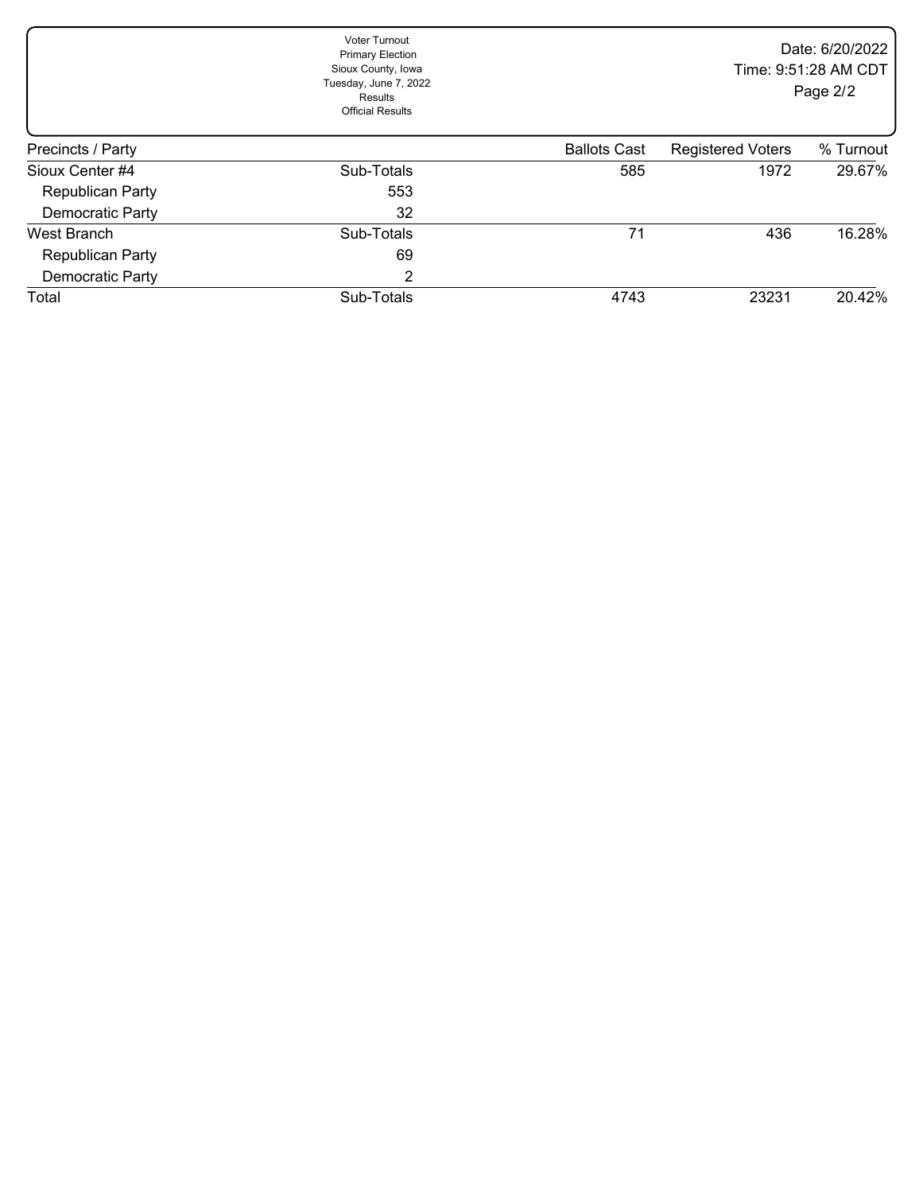Voter Turnout
Primary Election
Sioux County, Iowa
Tuesday, June 7, 2022
Results
Official Results

Date: 6/20/2022
Time: 9:51:28 AM CDT

| Precincts / Party | | Ballots Cast | Registered Voters | % Turnout |
|---|---|---|---|---|
| Sioux Center #4 | Sub-Totals | 585 | 1972 | 29.67% |
| Republican Party | 553 | | | |
| Democratic Party | 32 | | | |
| West Branch | Sub-Totals | 71 | 436 | 16.28% |
| Republican Party | 69 | | | |
| Democratic Party | 2 | | | |
| Total | Sub-Totals | 4743 | 23231 | 20.42% |